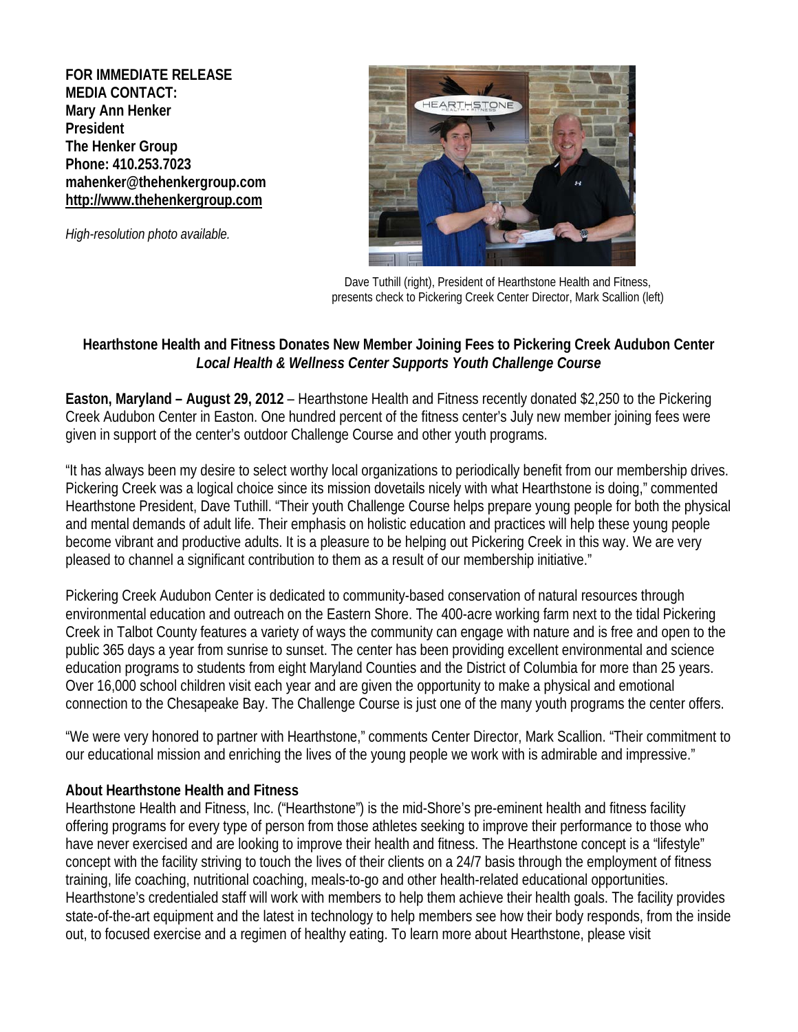**FOR IMMEDIATE RELEASE**
**MEDIA CONTACT:**
**Mary Ann Henker**
**President**
**The Henker Group**
**Phone: 410.253.7023**
**mahenker@thehenkergroup.com**
**http://www.thehenkergroup.com**

*High-resolution photo available.*

Dave Tuthill (right), President of Hearthstone Health and Fitness, presents check to Pickering Creek Center Director, Mark Scallion (left)

## Hearthstone Health and Fitness Donates New Member Joining Fees to Pickering Creek Audubon Center

### *Local Health & Wellness Center Supports Youth Challenge Course*

**Easton, Maryland – August 29, 2012** – Hearthstone Health and Fitness recently donated $2,250 to the Pickering Creek Audubon Center in Easton. One hundred percent of the fitness center's July new member joining fees were given in support of the center's outdoor Challenge Course and other youth programs.

"It has always been my desire to select worthy local organizations to periodically benefit from our membership drives. Pickering Creek was a logical choice since its mission dovetails nicely with what Hearthstone is doing," commented Hearthstone President, Dave Tuthill. "Their youth Challenge Course helps prepare young people for both the physical and mental demands of adult life. Their emphasis on holistic education and practices will help these young people become vibrant and productive adults. It is a pleasure to be helping out Pickering Creek in this way. We are very pleased to channel a significant contribution to them as a result of our membership initiative."

Pickering Creek Audubon Center is dedicated to community-based conservation of natural resources through environmental education and outreach on the Eastern Shore. The 400-acre working farm next to the tidal Pickering Creek in Talbot County features a variety of ways the community can engage with nature and is free and open to the public 365 days a year from sunrise to sunset. The center has been providing excellent environmental and science education programs to students from eight Maryland Counties and the District of Columbia for more than 25 years. Over 16,000 school children visit each year and are given the opportunity to make a physical and emotional connection to the Chesapeake Bay. The Challenge Course is just one of the many youth programs the center offers.

"We were very honored to partner with Hearthstone," comments Center Director, Mark Scallion. "Their commitment to our educational mission and enriching the lives of the young people we work with is admirable and impressive."

**About Hearthstone Health and Fitness**

Hearthstone Health and Fitness, Inc. ("Hearthstone") is the mid-Shore's pre-eminent health and fitness facility offering programs for every type of person from those athletes seeking to improve their performance to those who have never exercised and are looking to improve their health and fitness. The Hearthstone concept is a "lifestyle" concept with the facility striving to touch the lives of their clients on a 24/7 basis through the employment of fitness training, life coaching, nutritional coaching, meals-to-go and other health-related educational opportunities. Hearthstone's credentialed staff will work with members to help them achieve their health goals. The facility provides state-of-the-art equipment and the latest in technology to help members see how their body responds, from the inside out, to focused exercise and a regimen of healthy eating. To learn more about Hearthstone, please visit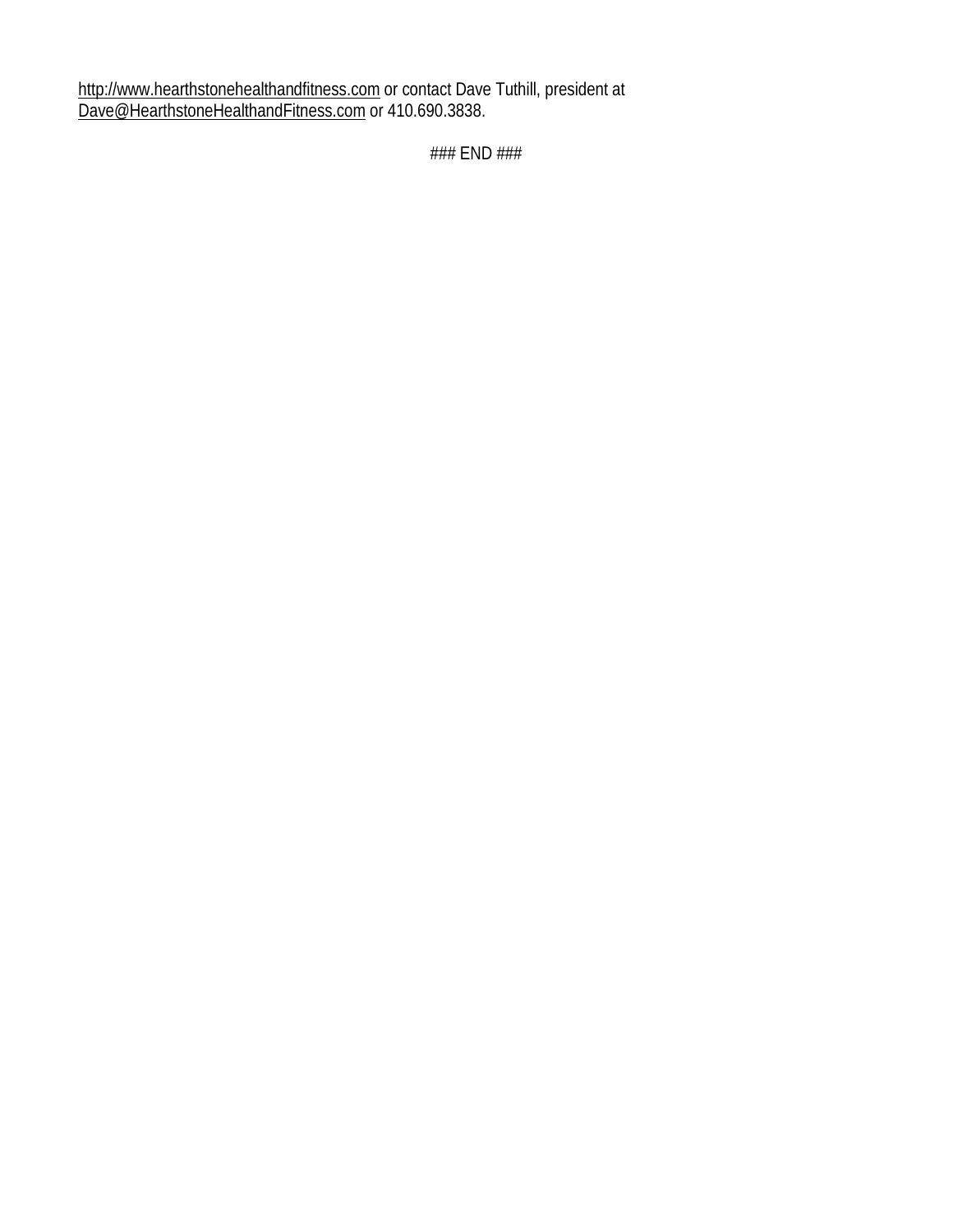http://www.hearthstonehealthandfitness.com or contact Dave Tuthill, president at Dave@HearthstoneHealthandFitness.com or 410.690.3838.

### END ###